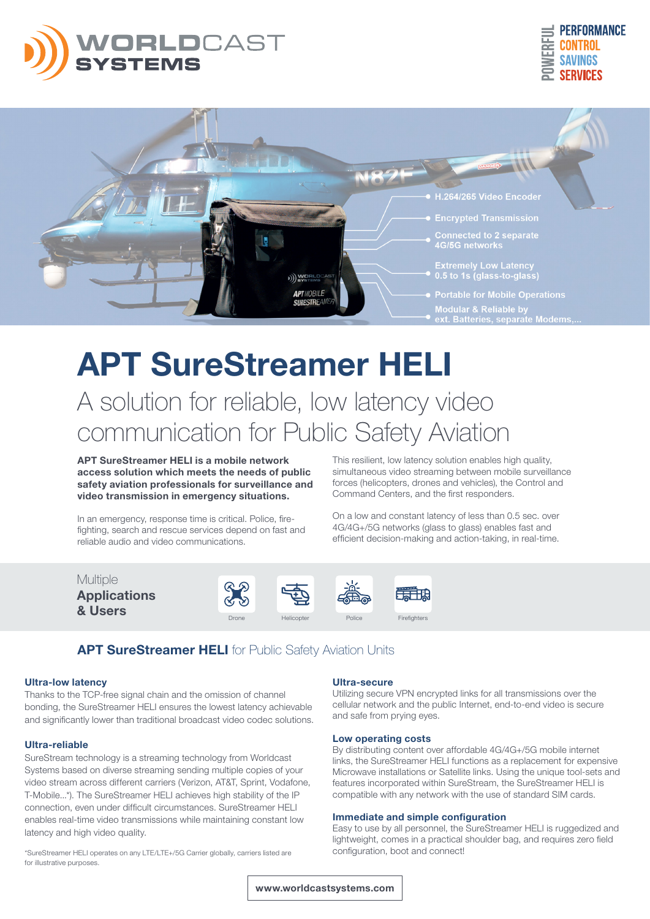WORLDCAST SYSTEMS

POWERFUL PERFORMANCE CONTROL SAVINGS SERVICES

- H.264/265 Video Encoder
- Encrypted Transmission
- Connected to 2 separate 4G/5G networks
- Extremely Low Latency 0.5 to 1s (glass-to-glass)
- Portable for Mobile Operations
- Modular & Reliable by ext. Batteries, separate Modems,...

# APT SureStreamer HELI

## A solution for reliable, low latency video communication for Public Safety Aviation

**APT SureStreamer HELI is a mobile network access solution which meets the needs of public safety aviation professionals for surveillance and video transmission in emergency situations.**

In an emergency, response time is critical. Police, fire-fighting, search and rescue services depend on fast and reliable audio and video communications.

This resilient, low latency solution enables high quality, simultaneous video streaming between mobile surveillance forces (helicopters, drones and vehicles), the Control and Command Centers, and the first responders.

On a low and constant latency of less than 0.5 sec. over 4G/4G+/5G networks (glass to glass) enables fast and efficient decision-making and action-taking, in real-time.

Multiple **Applications & Users**

Drone | Helicopter | Police | Firefighters

## **APT SureStreamer HELI** for Public Safety Aviation Units

### Ultra-low latency

Thanks to the TCP-free signal chain and the omission of channel bonding, the SureStreamer HELI ensures the lowest latency achievable and significantly lower than traditional broadcast video codec solutions.

### Ultra-reliable

SureStream technology is a streaming technology from Worldcast Systems based on diverse streaming sending multiple copies of your video stream across different carriers (Verizon, AT&T, Sprint, Vodafone, T-Mobile...*). The SureStreamer HELI achieves high stability of the IP connection, even under difficult circumstances. SureStreamer HELI enables real-time video transmissions while maintaining constant low latency and high video quality.

*SureStreamer HELI operates on any LTE/LTE+/5G Carrier globally, carriers listed are for illustrative purposes.

### Ultra-secure

Utilizing secure VPN encrypted links for all transmissions over the cellular network and the public Internet, end-to-end video is secure and safe from prying eyes.

### Low operating costs

By distributing content over affordable 4G/4G+/5G mobile internet links, the SureStreamer HELI functions as a replacement for expensive Microwave installations or Satellite links. Using the unique tool-sets and features incorporated within SureStream, the SureStreamer HELI is compatible with any network with the use of standard SIM cards.

### Immediate and simple configuration

Easy to use by all personnel, the SureStreamer HELI is ruggedized and lightweight, comes in a practical shoulder bag, and requires zero field configuration, boot and connect!

**www.worldcastsystems.com**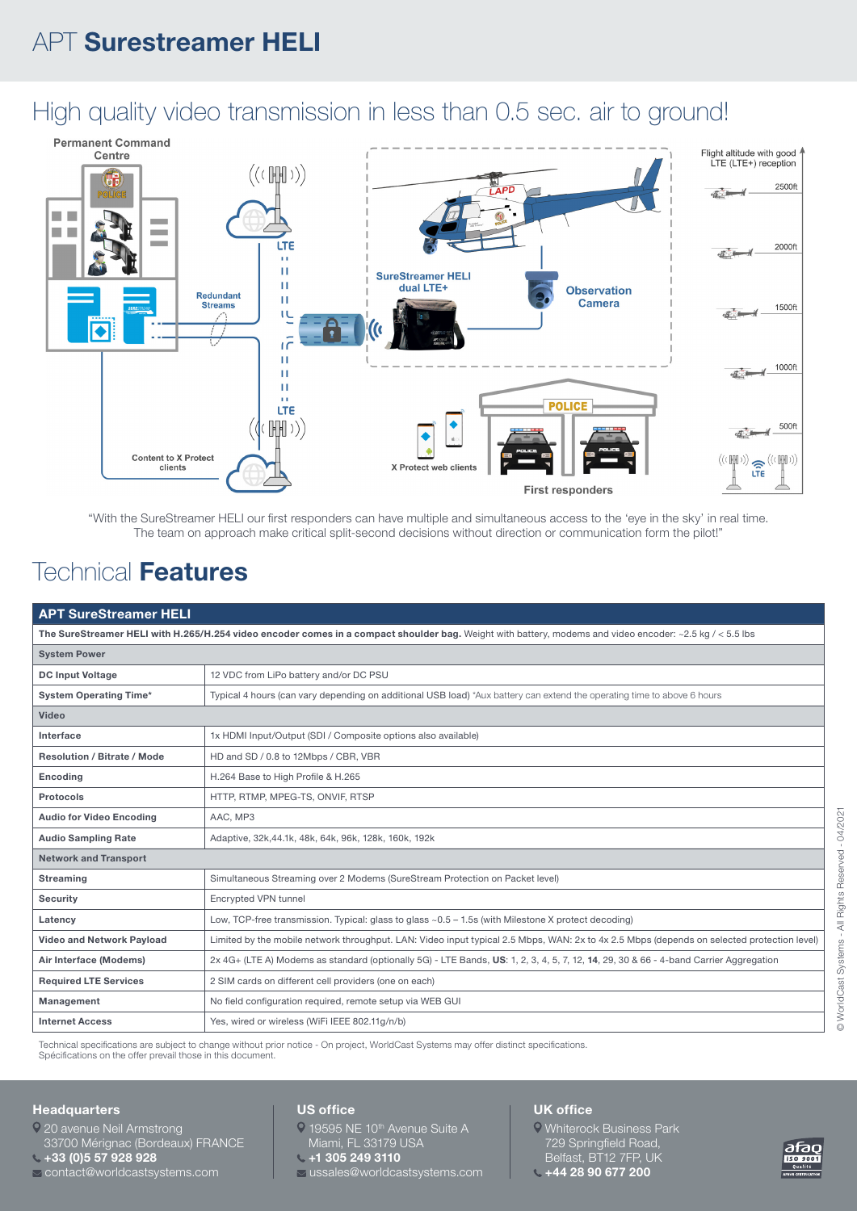# APT **Surestreamer HELI**

## High quality video transmission in less than 0.5 sec. air to ground!

Permanent Command Centre

Redundant Streams

LTE

Content to X Protect clients

SureStreamer HELI dual LTE+

Observation Camera

X Protect web clients

First responders

Flight altitude with good LTE (LTE+) reception

2500ft

2000ft

1500ft

1000ft

500ft

"With the SureStreamer HELI our first responders can have multiple and simultaneous access to the 'eye in the sky' in real time. The team on approach make critical split-second decisions without direction or communication form the pilot!"

## Technical **Features**

| **APT SureStreamer HELI** | |
|---|---|
| **The SureStreamer HELI with H.265/H.254 video encoder comes in a compact shoulder bag.** Weight with battery, modems and video encoder: ~2.5 kg / < 5.5 lbs | |
| **System Power** | |
| **DC Input Voltage** | 12 VDC from LiPo battery and/or DC PSU |
| **System Operating Time*** | Typical 4 hours (can vary depending on additional USB load) *Aux battery can extend the operating time to above 6 hours |
| **Video** | |
| **Interface** | 1x HDMI Input/Output (SDI / Composite options also available) |
| **Resolution / Bitrate / Mode** | HD and SD / 0.8 to 12Mbps / CBR, VBR |
| **Encoding** | H.264 Base to High Profile & H.265 |
| **Protocols** | HTTP, RTMP, MPEG-TS, ONVIF, RTSP |
| **Audio for Video Encoding** | AAC, MP3 |
| **Audio Sampling Rate** | Adaptive, 32k,44.1k, 48k, 64k, 96k, 128k, 160k, 192k |
| **Network and Transport** | |
| **Streaming** | Simultaneous Streaming over 2 Modems (SureStream Protection on Packet level) |
| **Security** | Encrypted VPN tunnel |
| **Latency** | Low, TCP-free transmission. Typical: glass to glass ~0.5 – 1.5s (with Milestone X protect decoding) |
| **Video and Network Payload** | Limited by the mobile network throughput. LAN: Video input typical 2.5 Mbps, WAN: 2x to 4x 2.5 Mbps (depends on selected protection level) |
| **Air Interface (Modems)** | 2x 4G+ (LTE A) Modems as standard (optionally 5G) - LTE Bands, **US**: 1, 2, 3, 4, 5, 7, 12, **14**, 29, 30 & 66 - 4-band Carrier Aggregation |
| **Required LTE Services** | 2 SIM cards on different cell providers (one on each) |
| **Management** | No field configuration required, remote setup via WEB GUI |
| **Internet Access** | Yes, wired or wireless (WiFi IEEE 802.11g/n/b) |

Technical specifications are subject to change without prior notice - On project, WorldCast Systems may offer distinct specifications.
Spécifications on the offer prevail those in this document.

© WorldCast Systems - All Rights Reserved - 04/2021

**Headquarters**
20 avenue Neil Armstrong
33700 Mérignac (Bordeaux) FRANCE
**+33 (0)5 57 928 928**
contact@worldcastsystems.com

**US office**
19595 NE 10th Avenue Suite A
Miami, FL 33179 USA
**+1 305 249 3110**
ussales@worldcastsystems.com

**UK office**
Whiterock Business Park
729 Springfield Road,
Belfast, BT12 7FP, UK
**+44 28 90 677 200**

afaq ISO 9001 Qualité